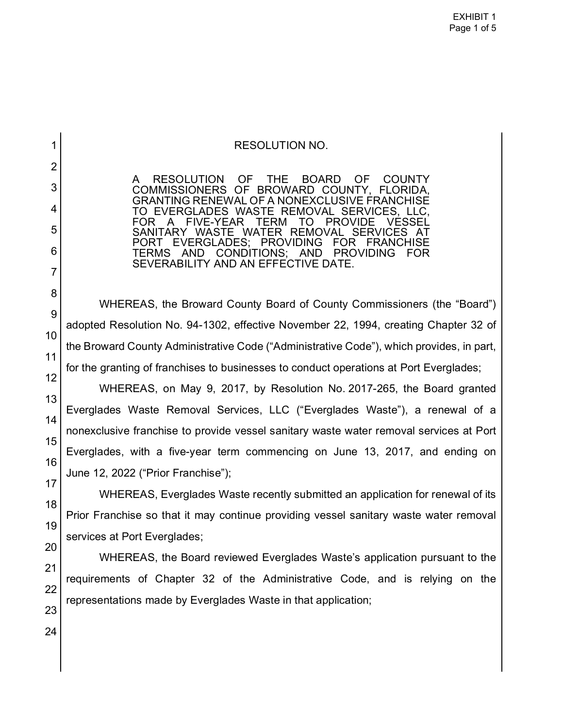RESOLUTION NO.

A RESOLUTION OF THE BOARD OF COUNTY COMMISSIONERS OF BROWARD COUNTY, FLORIDA, GRANTING RENEWAL OF A NONEXCLUSIVE FRANCHISE TO EVERGLADES WASTE REMOVAL SERVICES, LLC, FOR A FIVE-YEAR TERM TO PROVIDE VESSEL SANITARY WASTE WATER REMOVAL SERVICES AT PORT EVERGLADES; PROVIDING FOR FRANCHISE TERMS AND CONDITIONS; AND PROVIDING FOR SEVERABILITY AND AN EFFECTIVE DATE.

WHEREAS, the Broward County Board of County Commissioners (the "Board") adopted Resolution No. 94-1302, effective November 22, 1994, creating Chapter 32 of the Broward County Administrative Code ("Administrative Code"), which provides, in part, for the granting of franchises to businesses to conduct operations at Port Everglades;

WHEREAS, on May 9, 2017, by Resolution No. 2017-265, the Board granted Everglades Waste Removal Services, LLC ("Everglades Waste"), a renewal of a nonexclusive franchise to provide vessel sanitary waste water removal services at Port Everglades, with a five-year term commencing on June 13, 2017, and ending on June 12, 2022 ("Prior Franchise");

WHEREAS, Everglades Waste recently submitted an application for renewal of its Prior Franchise so that it may continue providing vessel sanitary waste water removal services at Port Everglades;

WHEREAS, the Board reviewed Everglades Waste's application pursuant to the requirements of Chapter 32 of the Administrative Code, and is relying on the representations made by Everglades Waste in that application;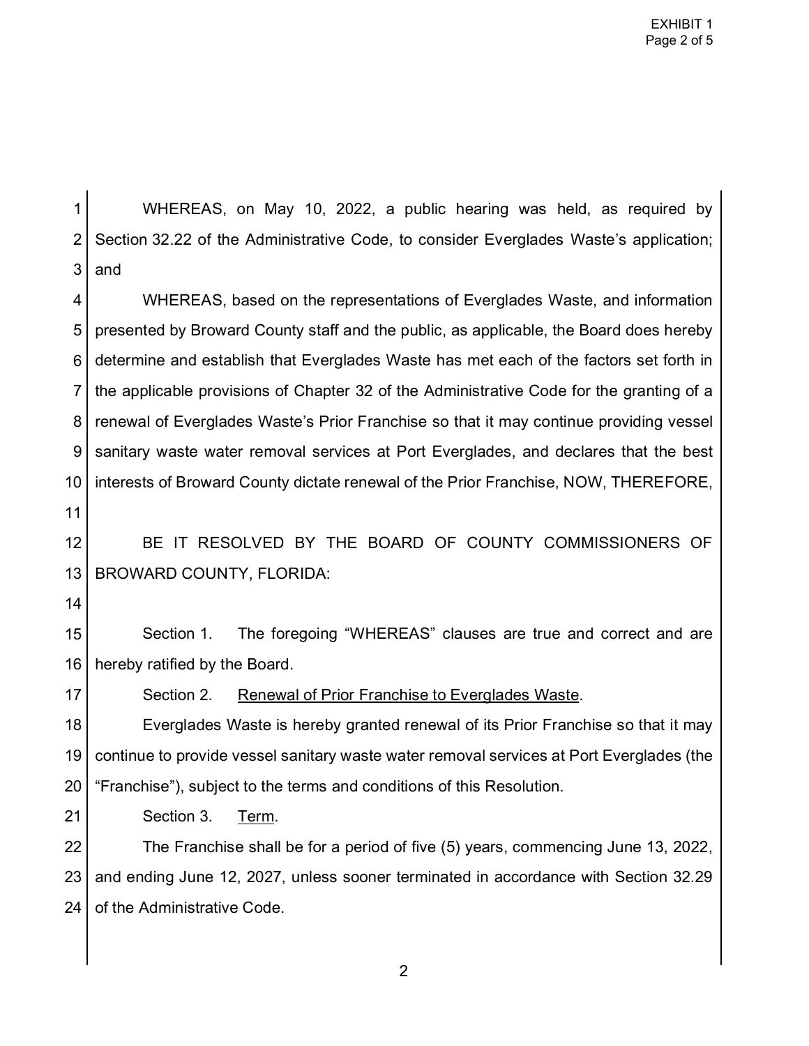WHEREAS, on May 10, 2022, a public hearing was held, as required by Section 32.22 of the Administrative Code, to consider Everglades Waste's application; and

WHEREAS, based on the representations of Everglades Waste, and information presented by Broward County staff and the public, as applicable, the Board does hereby determine and establish that Everglades Waste has met each of the factors set forth in the applicable provisions of Chapter 32 of the Administrative Code for the granting of a renewal of Everglades Waste's Prior Franchise so that it may continue providing vessel sanitary waste water removal services at Port Everglades, and declares that the best interests of Broward County dictate renewal of the Prior Franchise, NOW, THEREFORE,

BE IT RESOLVED BY THE BOARD OF COUNTY COMMISSIONERS OF BROWARD COUNTY, FLORIDA:

Section 1. The foregoing "WHEREAS" clauses are true and correct and are hereby ratified by the Board.

Section 2. Renewal of Prior Franchise to Everglades Waste.

Everglades Waste is hereby granted renewal of its Prior Franchise so that it may continue to provide vessel sanitary waste water removal services at Port Everglades (the "Franchise"), subject to the terms and conditions of this Resolution.

Section 3. Term.

The Franchise shall be for a period of five (5) years, commencing June 13, 2022, and ending June 12, 2027, unless sooner terminated in accordance with Section 32.29 of the Administrative Code.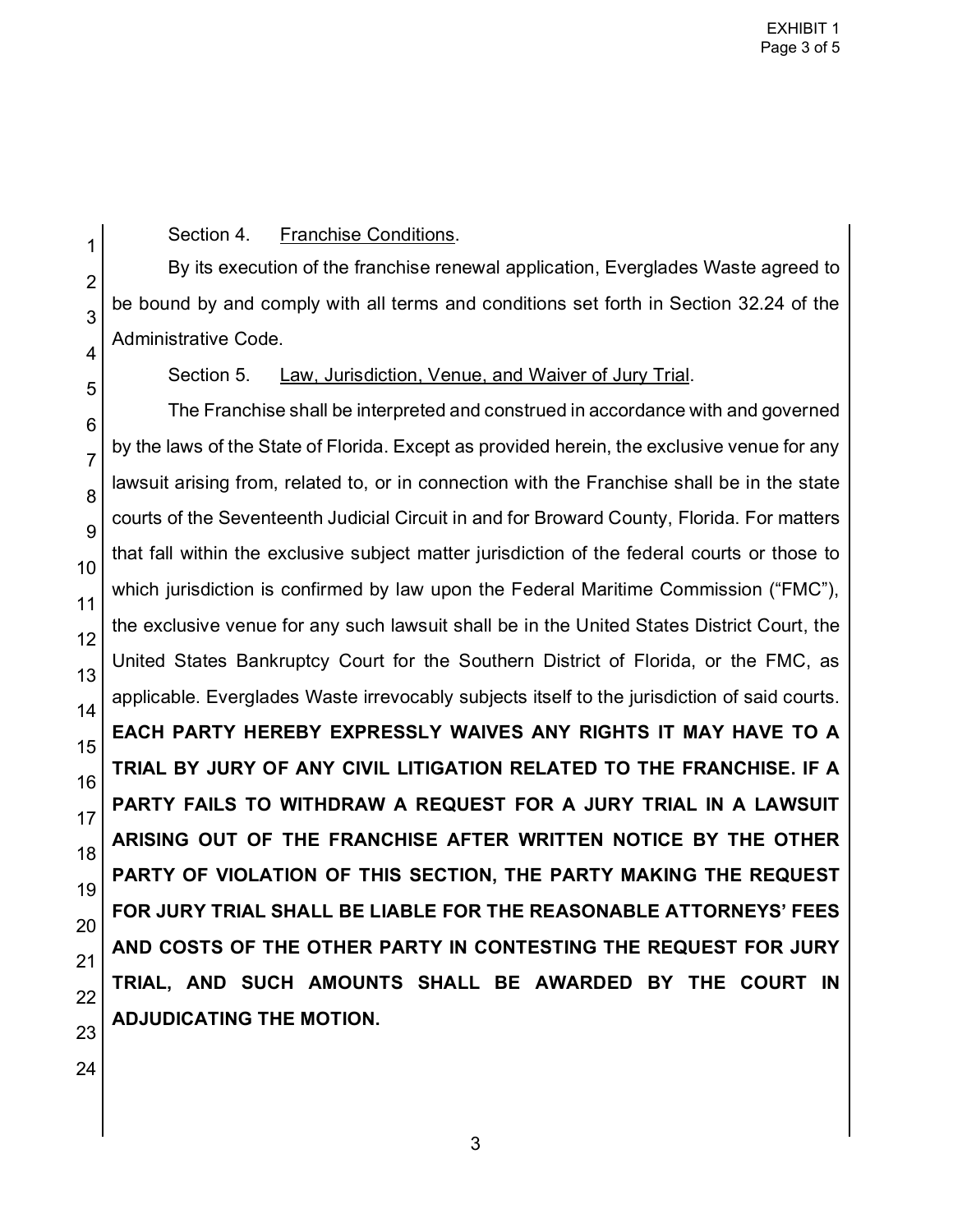Section 4. Franchise Conditions.

By its execution of the franchise renewal application, Everglades Waste agreed to be bound by and comply with all terms and conditions set forth in Section 32.24 of the Administrative Code.

Section 5. Law, Jurisdiction, Venue, and Waiver of Jury Trial.

The Franchise shall be interpreted and construed in accordance with and governed by the laws of the State of Florida. Except as provided herein, the exclusive venue for any lawsuit arising from, related to, or in connection with the Franchise shall be in the state courts of the Seventeenth Judicial Circuit in and for Broward County, Florida. For matters that fall within the exclusive subject matter jurisdiction of the federal courts or those to which jurisdiction is confirmed by law upon the Federal Maritime Commission ("FMC"), the exclusive venue for any such lawsuit shall be in the United States District Court, the United States Bankruptcy Court for the Southern District of Florida, or the FMC, as applicable. Everglades Waste irrevocably subjects itself to the jurisdiction of said courts. **EACH PARTY HEREBY EXPRESSLY WAIVES ANY RIGHTS IT MAY HAVE TO A TRIAL BY JURY OF ANY CIVIL LITIGATION RELATED TO THE FRANCHISE. IF A PARTY FAILS TO WITHDRAW A REQUEST FOR A JURY TRIAL IN A LAWSUIT ARISING OUT OF THE FRANCHISE AFTER WRITTEN NOTICE BY THE OTHER PARTY OF VIOLATION OF THIS SECTION, THE PARTY MAKING THE REQUEST FOR JURY TRIAL SHALL BE LIABLE FOR THE REASONABLE ATTORNEYS' FEES AND COSTS OF THE OTHER PARTY IN CONTESTING THE REQUEST FOR JURY TRIAL, AND SUCH AMOUNTS SHALL BE AWARDED BY THE COURT IN ADJUDICATING THE MOTION.**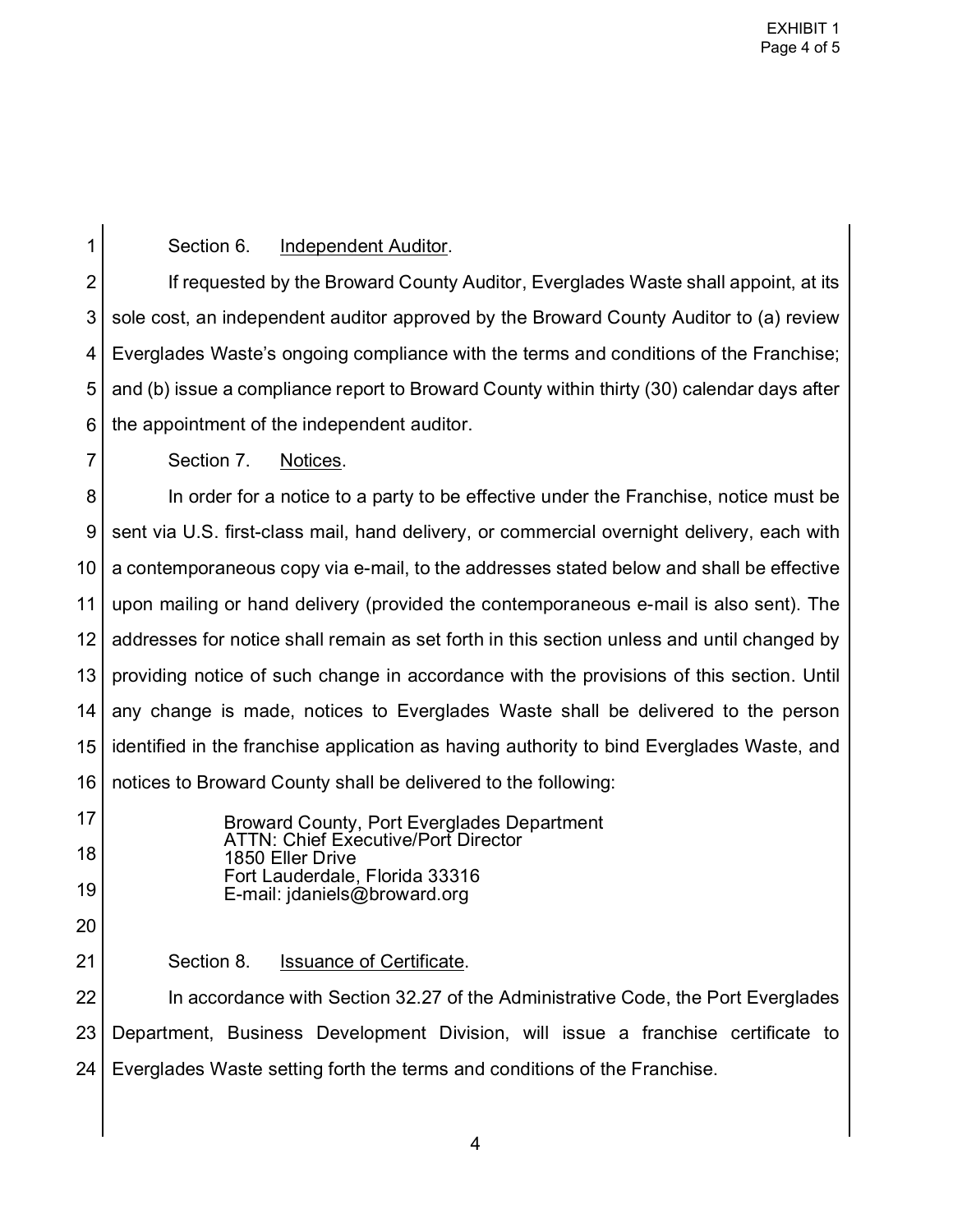Section 6. Independent Auditor.

If requested by the Broward County Auditor, Everglades Waste shall appoint, at its sole cost, an independent auditor approved by the Broward County Auditor to (a) review Everglades Waste's ongoing compliance with the terms and conditions of the Franchise; and (b) issue a compliance report to Broward County within thirty (30) calendar days after the appointment of the independent auditor.

Section 7. Notices.

In order for a notice to a party to be effective under the Franchise, notice must be sent via U.S. first-class mail, hand delivery, or commercial overnight delivery, each with a contemporaneous copy via e-mail, to the addresses stated below and shall be effective upon mailing or hand delivery (provided the contemporaneous e-mail is also sent). The addresses for notice shall remain as set forth in this section unless and until changed by providing notice of such change in accordance with the provisions of this section. Until any change is made, notices to Everglades Waste shall be delivered to the person identified in the franchise application as having authority to bind Everglades Waste, and notices to Broward County shall be delivered to the following:

Broward County, Port Everglades Department
ATTN: Chief Executive/Port Director
1850 Eller Drive
Fort Lauderdale, Florida 33316
E-mail: jdaniels@broward.org

Section 8. Issuance of Certificate.

In accordance with Section 32.27 of the Administrative Code, the Port Everglades Department, Business Development Division, will issue a franchise certificate to Everglades Waste setting forth the terms and conditions of the Franchise.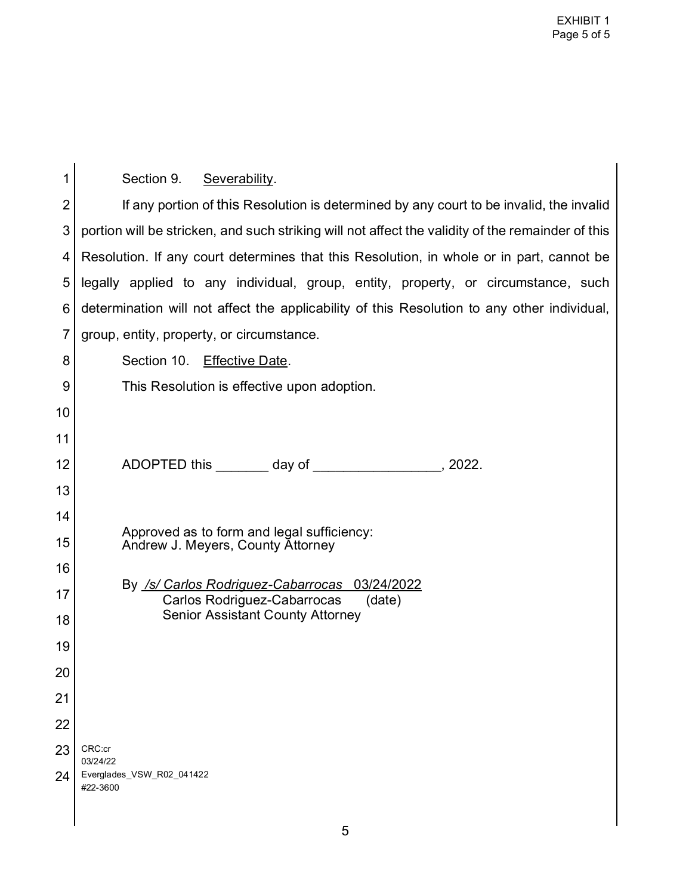Section 9. <u>Severability</u>.

If any portion of this Resolution is determined by any court to be invalid, the invalid portion will be stricken, and such striking will not affect the validity of the remainder of this Resolution. If any court determines that this Resolution, in whole or in part, cannot be legally applied to any individual, group, entity, property, or circumstance, such determination will not affect the applicability of this Resolution to any other individual, group, entity, property, or circumstance.

Section 10. <u>Effective Date</u>.

This Resolution is effective upon adoption.

ADOPTED this _______ day of ________________, 2022.

Approved as to form and legal sufficiency:
Andrew J. Meyers, County Attorney

By */s/ Carlos Rodriguez-Cabarrocas* 03/24/2022
Carlos Rodriguez-Cabarrocas (date)
Senior Assistant County Attorney

CRC:cr
03/24/22
Everglades_VSW_R02_041422
#22-3600